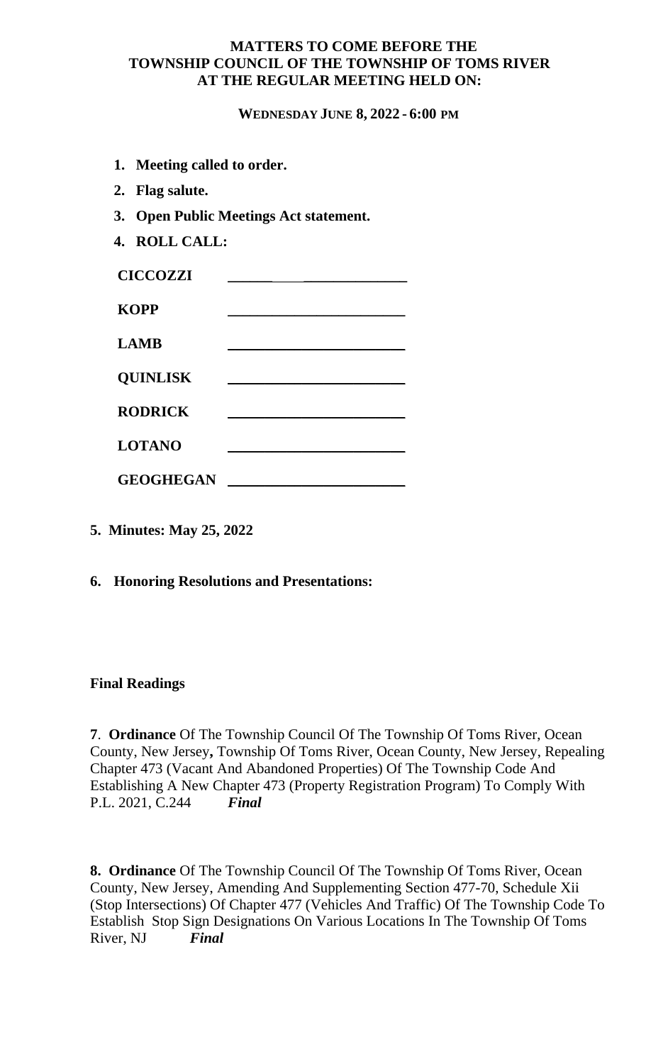**MATTERS TO COME BEFORE THE TOWNSHIP COUNCIL OF THE TOWNSHIP OF TOMS RIVER AT THE REGULAR MEETING HELD ON:**

**WEDNESDAY JUNE 8, 2022 - 6:00 PM**

1. **Meeting called to order.**
2. **Flag salute.**
3. **Open Public Meetings Act statement.**
4. **ROLL CALL:**

**CICCOZZI** ______________________

**KOPP** ______________________

**LAMB** ______________________

**QUINLISK** ______________________

**RODRICK** ______________________

**LOTANO** ______________________

**GEOGHEGAN** ______________________

**5. Minutes: May 25, 2022**

**6. Honoring Resolutions and Presentations:**

**Final Readings**

**7**. **Ordinance** Of The Township Council Of The Township Of Toms River, Ocean County, New Jersey**,** Township Of Toms River, Ocean County, New Jersey, Repealing Chapter 473 (Vacant And Abandoned Properties) Of The Township Code And Establishing A New Chapter 473 (Property Registration Program) To Comply With P.L. 2021, C.244 ***Final***

**8. Ordinance** Of The Township Council Of The Township Of Toms River, Ocean County, New Jersey, Amending And Supplementing Section 477-70, Schedule Xii (Stop Intersections) Of Chapter 477 (Vehicles And Traffic) Of The Township Code To Establish Stop Sign Designations On Various Locations In The Township Of Toms River, NJ ***Final***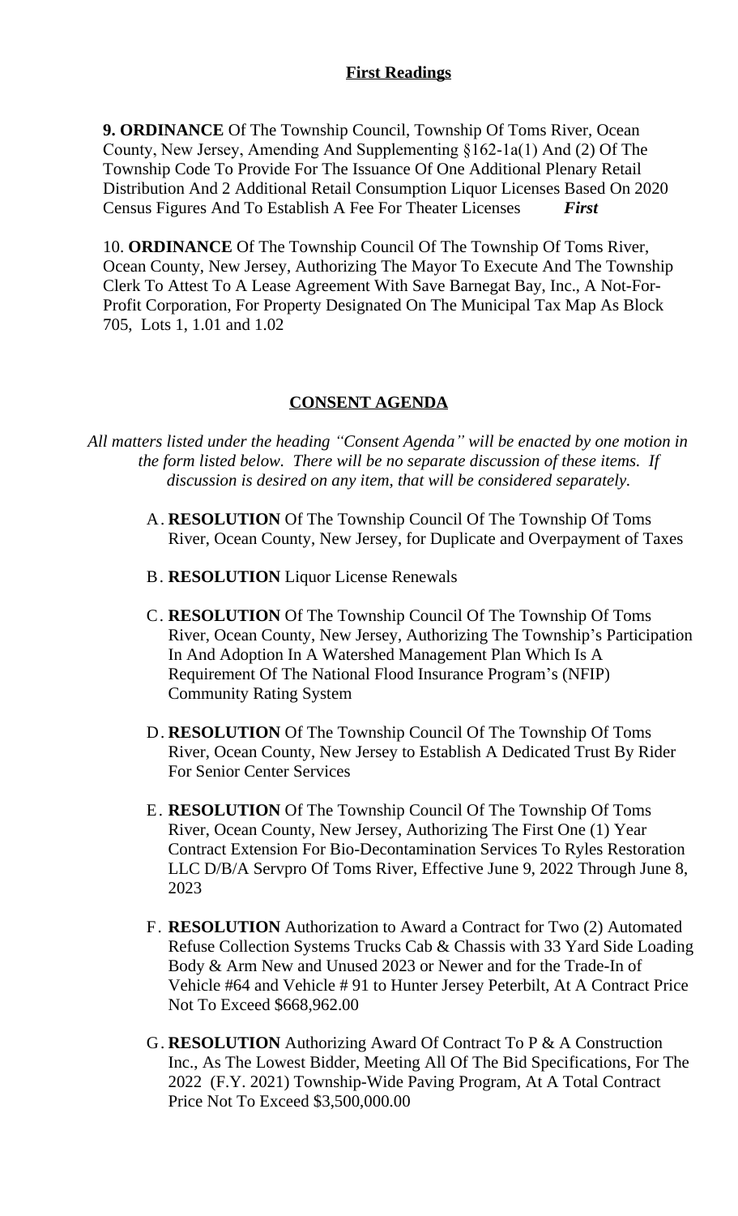## First Readings

**9. ORDINANCE** Of The Township Council, Township Of Toms River, Ocean County, New Jersey, Amending And Supplementing §162-1a(1) And (2) Of The Township Code To Provide For The Issuance Of One Additional Plenary Retail Distribution And 2 Additional Retail Consumption Liquor Licenses Based On 2020 Census Figures And To Establish A Fee For Theater Licenses ***First***

10. **ORDINANCE** Of The Township Council Of The Township Of Toms River, Ocean County, New Jersey, Authorizing The Mayor To Execute And The Township Clerk To Attest To A Lease Agreement With Save Barnegat Bay, Inc., A Not-For-Profit Corporation, For Property Designated On The Municipal Tax Map As Block 705, Lots 1, 1.01 and 1.02

## CONSENT AGENDA

*All matters listed under the heading "Consent Agenda" will be enacted by one motion in the form listed below. There will be no separate discussion of these items. If discussion is desired on any item, that will be considered separately.*

A. **RESOLUTION** Of The Township Council Of The Township Of Toms River, Ocean County, New Jersey, for Duplicate and Overpayment of Taxes

B. **RESOLUTION** Liquor License Renewals

C. **RESOLUTION** Of The Township Council Of The Township Of Toms River, Ocean County, New Jersey, Authorizing The Township's Participation In And Adoption In A Watershed Management Plan Which Is A Requirement Of The National Flood Insurance Program's (NFIP) Community Rating System

D. **RESOLUTION** Of The Township Council Of The Township Of Toms River, Ocean County, New Jersey to Establish A Dedicated Trust By Rider For Senior Center Services

E. **RESOLUTION** Of The Township Council Of The Township Of Toms River, Ocean County, New Jersey, Authorizing The First One (1) Year Contract Extension For Bio-Decontamination Services To Ryles Restoration LLC D/B/A Servpro Of Toms River, Effective June 9, 2022 Through June 8, 2023

F. **RESOLUTION** Authorization to Award a Contract for Two (2) Automated Refuse Collection Systems Trucks Cab & Chassis with 33 Yard Side Loading Body & Arm New and Unused 2023 or Newer and for the Trade-In of Vehicle #64 and Vehicle # 91 to Hunter Jersey Peterbilt, At A Contract Price Not To Exceed $668,962.00

G. **RESOLUTION** Authorizing Award Of Contract To P & A Construction Inc., As The Lowest Bidder, Meeting All Of The Bid Specifications, For The 2022 (F.Y. 2021) Township-Wide Paving Program, At A Total Contract Price Not To Exceed $3,500,000.00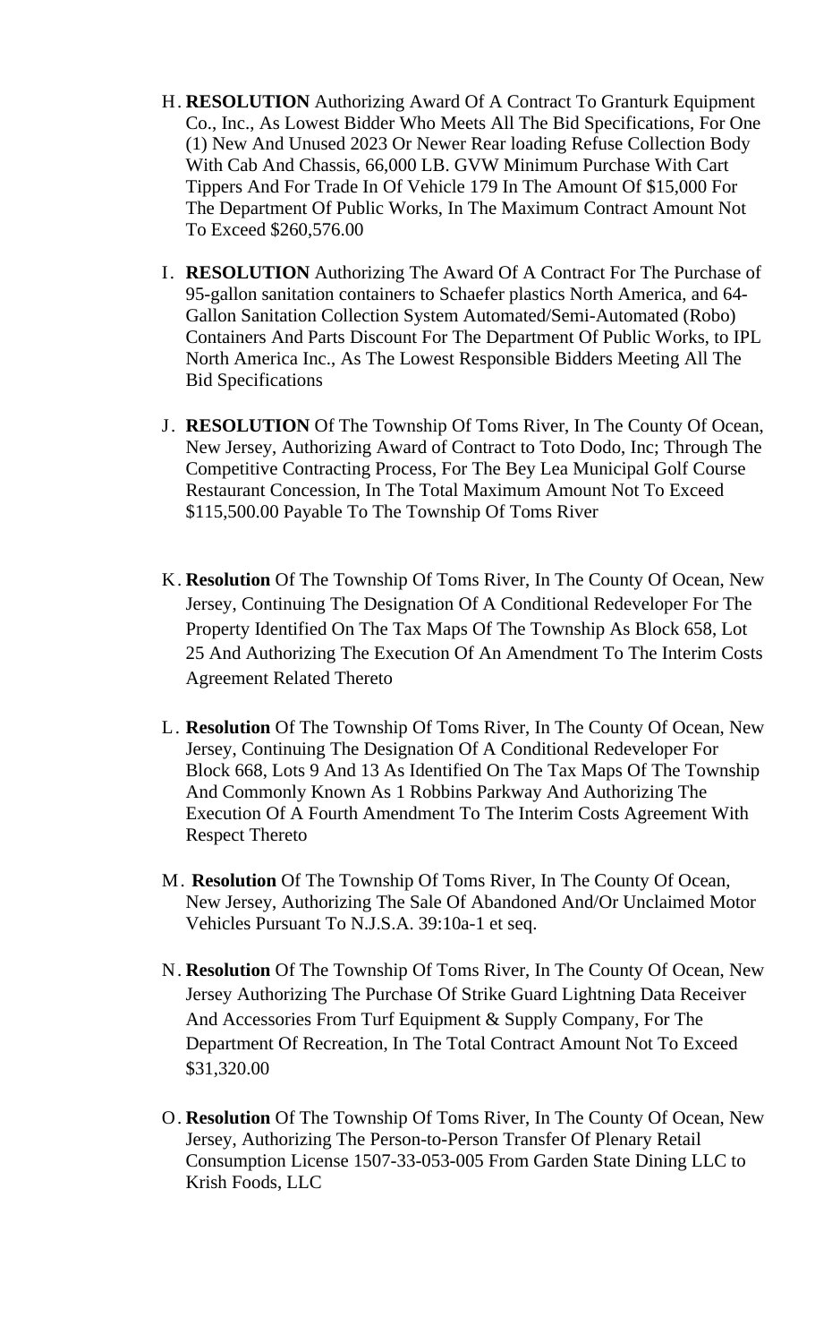H. **RESOLUTION** Authorizing Award Of A Contract To Granturk Equipment Co., Inc., As Lowest Bidder Who Meets All The Bid Specifications, For One (1) New And Unused 2023 Or Newer Rear loading Refuse Collection Body With Cab And Chassis, 66,000 LB. GVW Minimum Purchase With Cart Tippers And For Trade In Of Vehicle 179 In The Amount Of $15,000 For The Department Of Public Works, In The Maximum Contract Amount Not To Exceed $260,576.00

I. **RESOLUTION** Authorizing The Award Of A Contract For The Purchase of 95-gallon sanitation containers to Schaefer plastics North America, and 64-Gallon Sanitation Collection System Automated/Semi-Automated (Robo) Containers And Parts Discount For The Department Of Public Works, to IPL North America Inc., As The Lowest Responsible Bidders Meeting All The Bid Specifications

J. **RESOLUTION** Of The Township Of Toms River, In The County Of Ocean, New Jersey, Authorizing Award of Contract to Toto Dodo, Inc; Through The Competitive Contracting Process, For The Bey Lea Municipal Golf Course Restaurant Concession, In The Total Maximum Amount Not To Exceed $115,500.00 Payable To The Township Of Toms River

K. **Resolution** Of The Township Of Toms River, In The County Of Ocean, New Jersey, Continuing The Designation Of A Conditional Redeveloper For The Property Identified On The Tax Maps Of The Township As Block 658, Lot 25 And Authorizing The Execution Of An Amendment To The Interim Costs Agreement Related Thereto

L. **Resolution** Of The Township Of Toms River, In The County Of Ocean, New Jersey, Continuing The Designation Of A Conditional Redeveloper For Block 668, Lots 9 And 13 As Identified On The Tax Maps Of The Township And Commonly Known As 1 Robbins Parkway And Authorizing The Execution Of A Fourth Amendment To The Interim Costs Agreement With Respect Thereto

M. **Resolution** Of The Township Of Toms River, In The County Of Ocean, New Jersey, Authorizing The Sale Of Abandoned And/Or Unclaimed Motor Vehicles Pursuant To N.J.S.A. 39:10a-1 et seq.

N. **Resolution** Of The Township Of Toms River, In The County Of Ocean, New Jersey Authorizing The Purchase Of Strike Guard Lightning Data Receiver And Accessories From Turf Equipment & Supply Company, For The Department Of Recreation, In The Total Contract Amount Not To Exceed $31,320.00

O. **Resolution** Of The Township Of Toms River, In The County Of Ocean, New Jersey, Authorizing The Person-to-Person Transfer Of Plenary Retail Consumption License 1507-33-053-005 From Garden State Dining LLC to Krish Foods, LLC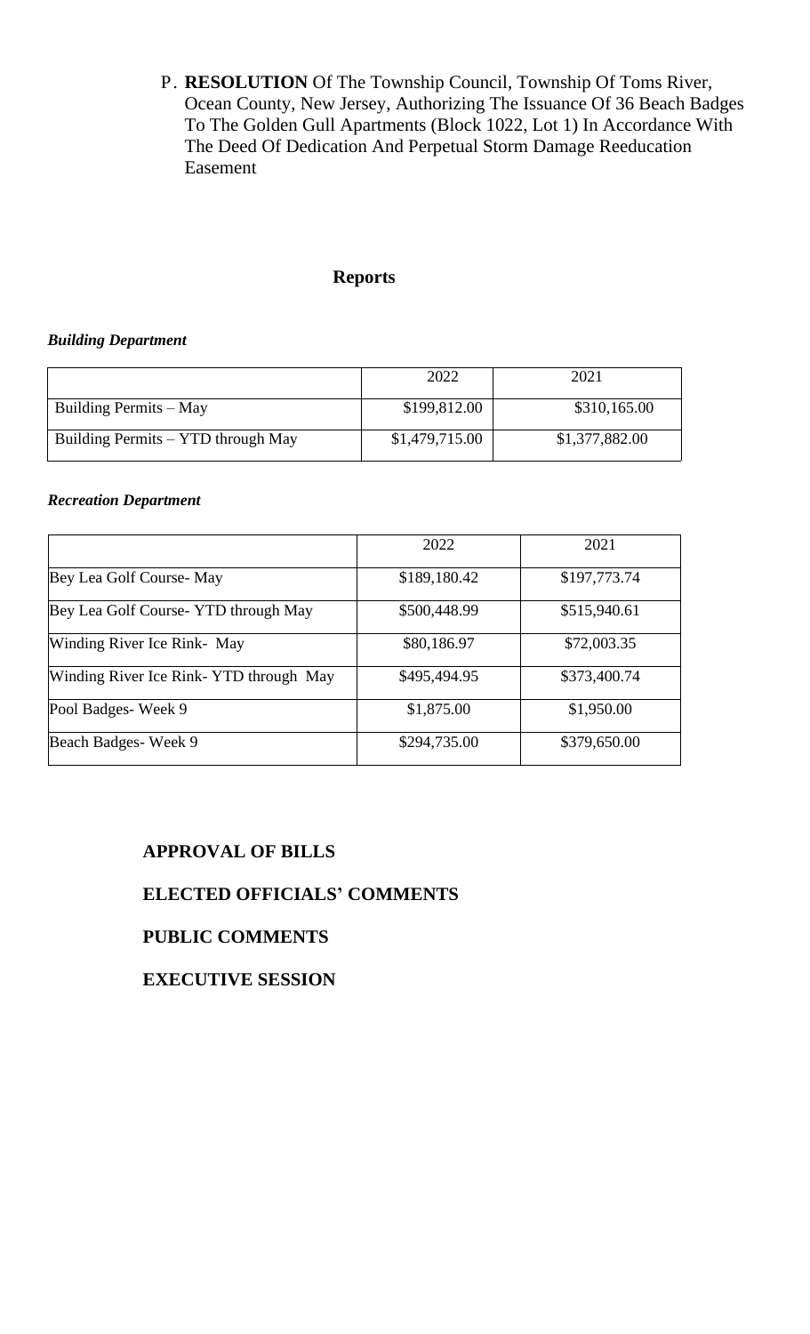P. **RESOLUTION** Of The Township Council, Township Of Toms River, Ocean County, New Jersey, Authorizing The Issuance Of 36 Beach Badges To The Golden Gull Apartments (Block 1022, Lot 1) In Accordance With The Deed Of Dedication And Perpetual Storm Damage Reeducation Easement

## Reports

***Building Department***

| | 2022 | 2021 |
|---|---|---|
| Building Permits – May | $199,812.00 | $310,165.00 |
| Building Permits – YTD through May | $1,479,715.00 | $1,377,882.00 |

***Recreation Department***

| | 2022 | 2021 |
|---|---|---|
| Bey Lea Golf Course- May | $189,180.42 | $197,773.74 |
| Bey Lea Golf Course- YTD through May | $500,448.99 | $515,940.61 |
| Winding River Ice Rink- May | $80,186.97 | $72,003.35 |
| Winding River Ice Rink- YTD through May | $495,494.95 | $373,400.74 |
| Pool Badges- Week 9 | $1,875.00 | $1,950.00 |
| Beach Badges- Week 9 | $294,735.00 | $379,650.00 |

**APPROVAL OF BILLS**

**ELECTED OFFICIALS' COMMENTS**

**PUBLIC COMMENTS**

**EXECUTIVE SESSION**